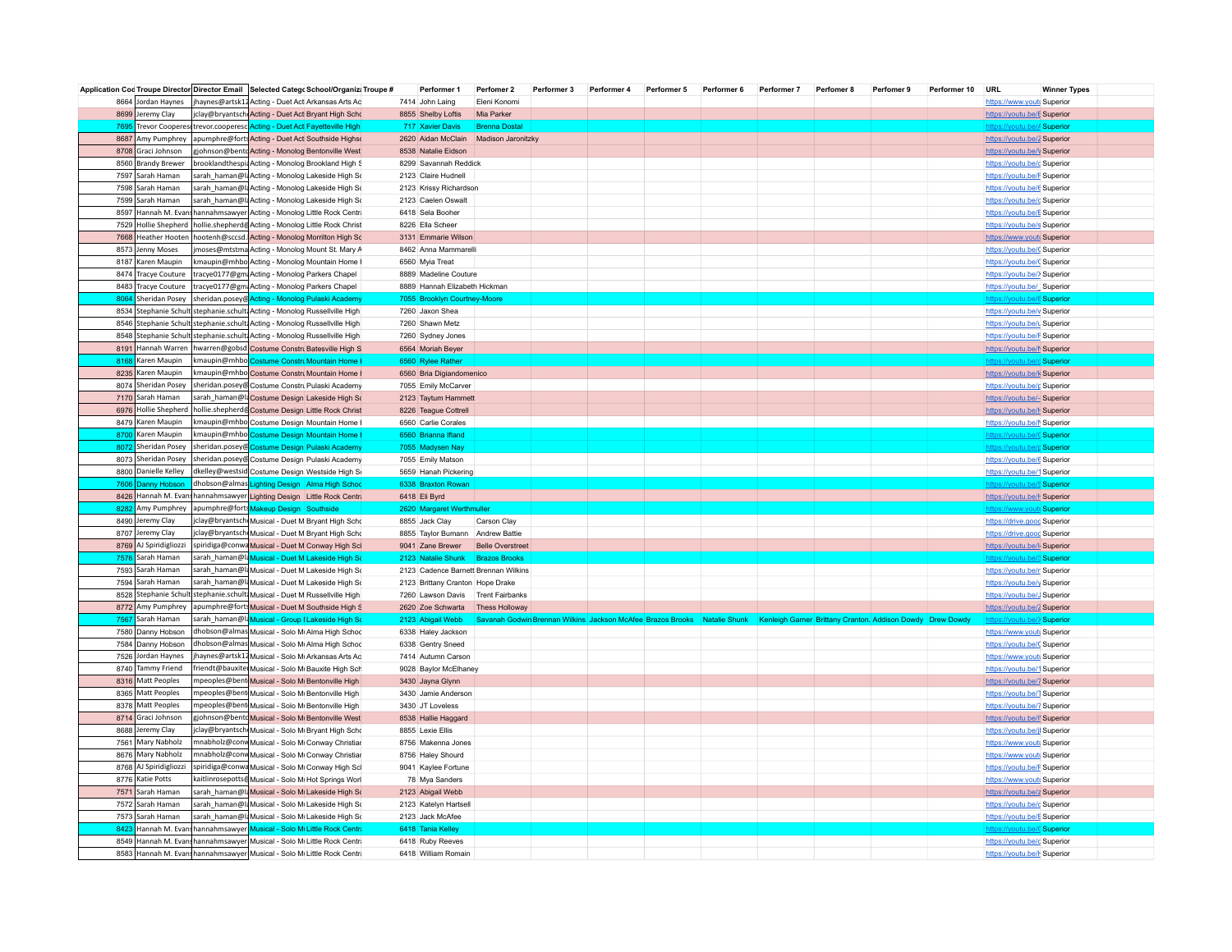| Application Cod | Troupe Director | Director Email | Selected Catego | School/Organiz | Troupe # | Performer 1 | Performer 2 | Performer 3 | Performer 4 | Performer 5 | Performer 6 | Performer 7 | Perfomer 8 | Performer 9 | Performer 10 | URL | Winner Types |
|---|---|---|---|---|---|---|---|---|---|---|---|---|---|---|---|---|---|
| 8664 | Jordan Haynes | jhaynes@artsk12 | Acting - Duet Act | Arkansas Arts Ac | 7414 | John Laing | Eleni Konomi | | | | | | | | | https://www.yout | Superior |
| 8699 | Jeremy Clay | jclay@bryantsch | Acting - Duet Act | Bryant High Scho | 8855 | Shelby Loftis | Mia Parker | | | | | | | | | https://youtu.be/E | Superior |
| 7695 | Trevor Cooperes | trevor.coopersc | Acting - Duet Act | Fayetteville High | 717 | Xavier Davis | Brenna Dostal | | | | | | | | | https://youtu.be/A | Superior |
| 8687 | Amy Pumphrey | apumphre@forts | Acting - Duet Act | Southside Highsc | 2620 | Aidan McClain | Madison Jaronitzky | | | | | | | | | https://youtu.be/2 | Superior |
| 8708 | Graci Johnson | gjohnson@bento | Acting - Monolog | Bentonville West | 8538 | Natalie Eidson | | | | | | | | | | https://youtu.be/V | Superior |
| 8560 | Brandy Brewer | brooklandthespi | Acting - Monolog | Brookland High S | 8299 | Savannah Reddick | | | | | | | | | | https://youtu.be/c | Superior |
| 7597 | Sarah Haman | sarah_haman@la | Acting - Monolog | Lakeside High Sc | 2123 | Claire Hudnell | | | | | | | | | | https://youtu.be/F | Superior |
| 7598 | Sarah Haman | sarah_haman@la | Acting - Monolog | Lakeside High Sc | 2123 | Krissy Richardson | | | | | | | | | | https://youtu.be/6 | Superior |
| 7599 | Sarah Haman | sarah_haman@la | Acting - Monolog | Lakeside High Sc | 2123 | Caelen Oswalt | | | | | | | | | | https://youtu.be/c | Superior |
| 8597 | Hannah M. Evans | hannahmsawyer | Acting - Monolog | Little Rock Centr | 6418 | Sela Booher | | | | | | | | | | https://youtu.be/E | Superior |
| 7529 | Hollie Shepherd | hollie.shepherd@ | Acting - Monolog | Little Rock Christ | 8226 | Ella Scheer | | | | | | | | | | https://youtu.be/s | Superior |
| 7668 | Heather Hooten | hootenh@sccsd. | Acting - Monolog | Morrilton High Sc | 3131 | Emmarie Wilson | | | | | | | | | | https://www.yout | Superior |
| 8573 | Jenny Moses | jmoses@mtstma | Acting - Monolog | Mount St. Mary A | 8462 | Anna Mammarelli | | | | | | | | | | https://youtu.be/C | Superior |
| 8187 | Karen Maupin | kmaupin@mhbo | Acting - Monolog | Mountain Home I | 6560 | Myia Treat | | | | | | | | | | https://youtu.be/C | Superior |
| 8474 | Tracye Couture | tracye0177@gm | Acting - Monolog | Parkers Chapel | 8889 | Madeline Couture | | | | | | | | | | https://youtu.be/X | Superior |
| 8483 | Tracye Couture | tracye0177@gm | Acting - Monolog | Parkers Chapel | 8889 | Hannah Elizabeth Hickman | | | | | | | | | | https://youtu.be/_ | Superior |
| 8064 | Sheridan Posey | sheridan.posey@ | Acting - Monolog | Pulaski Academy | 7055 | Brooklyn Courtney-Moore | | | | | | | | | | https://youtu.be/6 | Superior |
| 8534 | Stephanie Schult | stephanie.schult | Acting - Monolog | Russellville High | 7260 | Jaxon Shea | | | | | | | | | | https://youtu.be/v | Superior |
| 8546 | Stephanie Schult | stephanie.schult | Acting - Monolog | Russellville High | 7260 | Shawn Metz | | | | | | | | | | https://youtu.be/u | Superior |
| 8548 | Stephanie Schult | stephanie.schult | Acting - Monolog | Russellville High | 7260 | Sydney Jones | | | | | | | | | | https://youtu.be/F | Superior |
| 8191 | Hannah Warren | hwarren@gobsd | Costume Constru | Batesville High S | 6564 | Moriah Beyer | | | | | | | | | | https://youtu.be/N | Superior |
| 8168 | Karen Maupin | kmaupin@mhbo | Costume Constru | Mountain Home I | 6560 | Rylee Rather | | | | | | | | | | https://youtu.be/c | Superior |
| 8235 | Karen Maupin | kmaupin@mhbo | Costume Constru | Mountain Home I | 6560 | Bria Digiandomenico | | | | | | | | | | https://youtu.be/k | Superior |
| 8074 | Sheridan Posey | sheridan.posey@ | Costume Constru | Pulaski Academy | 7055 | Emily McCarver | | | | | | | | | | https://youtu.be/p | Superior |
| 7170 | Sarah Haman | sarah_haman@la | Costume Design | Lakeside High Sc | 2123 | Taytum Hammett | | | | | | | | | | https://youtu.be/- | Superior |
| 6976 | Hollie Shepherd | hollie.shepherd@ | Costume Design | Little Rock Christ | 8226 | Teague Cottrell | | | | | | | | | | https://youtu.be/h | Superior |
| 8479 | Karen Maupin | kmaupin@mhbo | Costume Design | Mountain Home I | 6560 | Carlie Corales | | | | | | | | | | https://youtu.be/N | Superior |
| 8700 | Karen Maupin | kmaupin@mhbo | Costume Design | Mountain Home I | 6560 | Brianna Ifland | | | | | | | | | | https://youtu.be/C | Superior |
| 8072 | Sheridan Posey | sheridan.posey@ | Costume Design | Pulaski Academy | 7055 | Madysen Nay | | | | | | | | | | https://youtu.be/p | Superior |
| 8073 | Sheridan Posey | sheridan.posey@ | Costume Design | Pulaski Academy | 7055 | Emily Matson | | | | | | | | | | https://youtu.be/6 | Superior |
| 8800 | Danielle Kelley | dkelley@westsid | Costume Design | Westside High Sc | 5659 | Hanah Pickering | | | | | | | | | | https://youtu.be/1 | Superior |
| 7606 | Danny Hobson | dhobson@almas | Lighting Design | Alma High Schoo | 6338 | Braxton Rowan | | | | | | | | | | https://youtu.be/S | Superior |
| 8426 | Hannah M. Evans | hannahmsawyer | Lighting Design | Little Rock Centr | 6418 | Eli Byrd | | | | | | | | | | https://youtu.be/h | Superior |
| 8282 | Amy Pumphrey | apumphre@forts | Makeup Design | Southside | 2620 | Margaret Werthmuller | | | | | | | | | | https://www.yout | Superior |
| 8490 | Jeremy Clay | jclay@bryantsch | Musical - Duet M | Bryant High Scho | 8855 | Jack Clay | Carson Clay | | | | | | | | | https://drive.goog | Superior |
| 8707 | Jeremy Clay | jclay@bryantsch | Musical - Duet M | Bryant High Scho | 8855 | Taylor Bumann | Andrew Battie | | | | | | | | | https://drive.goog | Superior |
| 8769 | AJ Spiridigliozzi | spiridiga@conwa | Musical - Duet M | Conway High Sch | 9041 | Zane Brewer | Belle Overstreet | | | | | | | | | https://youtu.be/k | Superior |
| 7576 | Sarah Haman | sarah_haman@la | Musical - Duet M | Lakeside High Sc | 2123 | Natalie Shunk | Brazos Brooks | | | | | | | | | https://youtu.be/S | Superior |
| 7593 | Sarah Haman | sarah_haman@la | Musical - Duet M | Lakeside High Sc | 2123 | Cadence Barnett | Brennan Wilkins | | | | | | | | | https://youtu.be/r | Superior |
| 7594 | Sarah Haman | sarah_haman@la | Musical - Duet M | Lakeside High Sc | 2123 | Brittany Cranton | Hope Drake | | | | | | | | | https://youtu.be/y | Superior |
| 8528 | Stephanie Schult | stephanie.schult | Musical - Duet M | Russellville High | 7260 | Lawson Davis | Trent Fairbanks | | | | | | | | | https://youtu.be/J | Superior |
| 8772 | Amy Pumphrey | apumphre@forts | Musical - Duet M | Southside High S | 2620 | Zoe Schwarta | Thess Holloway | | | | | | | | | https://youtu.be/2 | Superior |
| 7567 | Sarah Haman | sarah_haman@la | Musical - Group I | Lakeside High Sc | 2123 | Abigail Webb | Savanah Godwin | Brennan Wilkins | Jackson McAfee | Brazos Brooks | Natalie Shunk | Kenleigh Garner | Brittany Cranton | Addison Dowdy | Drew Dowdy | https://youtu.be/X | Superior |
| 7580 | Danny Hobson | dhobson@almas | Musical - Solo M | Alma High Schoo | 6338 | Haley Jackson | | | | | | | | | | https://www.yout | Superior |
| 7584 | Danny Hobson | dhobson@almas | Musical - Solo M | Alma High Schoo | 6338 | Gentry Sneed | | | | | | | | | | https://youtu.be/C | Superior |
| 7526 | Jordan Haynes | jhaynes@artsk12 | Musical - Solo M | Arkansas Arts Ac | 7414 | Autumn Carson | | | | | | | | | | https://www.yout | Superior |
| 8740 | Tammy Friend | friendt@bauxite | Musical - Solo M | Bauxite High Sch | 9028 | Baylor McElhaney | | | | | | | | | | https://youtu.be/1 | Superior |
| 8316 | Matt Peoples | mpeoples@bent | Musical - Solo M | Bentonville High | 3430 | Jayna Glynn | | | | | | | | | | https://youtu.be/7 | Superior |
| 8365 | Matt Peoples | mpeoples@bent | Musical - Solo M | Bentonville High | 3430 | Jamie Anderson | | | | | | | | | | https://youtu.be/T | Superior |
| 8378 | Matt Peoples | mpeoples@bent | Musical - Solo M | Bentonville High | 3430 | JT Loveless | | | | | | | | | | https://youtu.be/7 | Superior |
| 8714 | Graci Johnson | gjohnson@bento | Musical - Solo M | Bentonville West | 8538 | Hallie Haggard | | | | | | | | | | https://youtu.be/F | Superior |
| 8688 | Jeremy Clay | jclay@bryantsch | Musical - Solo M | Bryant High Scho | 8855 | Lexie Ellis | | | | | | | | | | https://youtu.be/j | Superior |
| 7561 | Mary Nabholz | mnabholz@conw | Musical - Solo M | Conway Christiar | 8756 | Makenna Jones | | | | | | | | | | https://www.yout | Superior |
| 8676 | Mary Nabholz | mnabholz@conw | Musical - Solo M | Conway Christiar | 8756 | Haley Shourd | | | | | | | | | | https://www.yout | Superior |
| 8768 | AJ Spiridigliozzi | spiridiga@conwa | Musical - Solo M | Conway High Sch | 9041 | Kaylee Fortune | | | | | | | | | | https://youtu.be/F | Superior |
| 8776 | Katie Potts | kaitlinrosepotts@ | Musical - Solo M | Hot Springs Worl | 78 | Mya Sanders | | | | | | | | | | https://www.yout | Superior |
| 7571 | Sarah Haman | sarah_haman@la | Musical - Solo M | Lakeside High Sc | 2123 | Abigail Webb | | | | | | | | | | https://youtu.be/z | Superior |
| 7572 | Sarah Haman | sarah_haman@la | Musical - Solo M | Lakeside High Sc | 2123 | Katelyn Hartsell | | | | | | | | | | https://youtu.be/c | Superior |
| 7573 | Sarah Haman | sarah_haman@la | Musical - Solo M | Lakeside High Sc | 2123 | Jack McAfee | | | | | | | | | | https://youtu.be/E | Superior |
| 8423 | Hannah M. Evans | hannahmsawyer | Musical - Solo M | Little Rock Centr | 6418 | Tania Kelley | | | | | | | | | | https://youtu.be/C | Superior |
| 8549 | Hannah M. Evans | hannahmsawyer | Musical - Solo M | Little Rock Centr | 6418 | Ruby Reeves | | | | | | | | | | https://youtu.be/c | Superior |
| 8583 | Hannah M. Evans | hannahmsawyer | Musical - Solo M | Little Rock Centr | 6418 | William Romain | | | | | | | | | | https://youtu.be/h | Superior |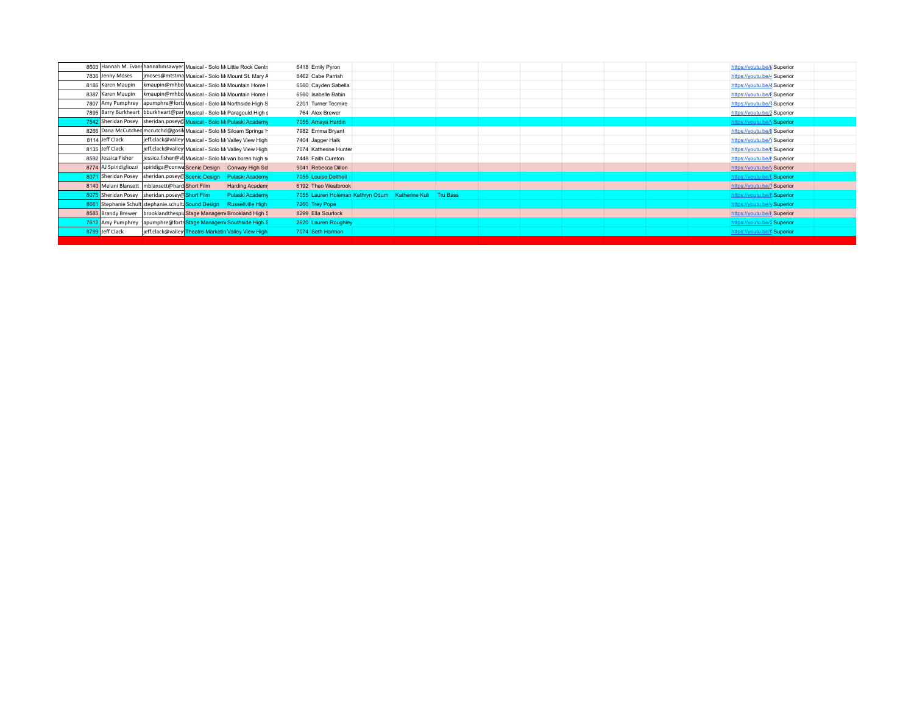| | | | | | | | | | | | | | | | | | | |
|---|---|---|---|---|---|---|---|---|---|---|---|---|---|---|---|---|---|---|
| 8603 | Hannah M. Evans | hannahmsawyer | Musical - Solo M | Little Rock Centr | 6418 | Emily Pyron | | | | | | | | | | | https://youtu.be/ | Superior |
| 7836 | Jenny Moses | jmoses@mtstma | Musical - Solo M | Mount St. Mary A | 8462 | Cabe Parrish | | | | | | | | | | | https://youtu.be/- | Superior |
| 8186 | Karen Maupin | kmaupin@mhbo | Musical - Solo M | Mountain Home I | 6560 | Cayden Sabella | | | | | | | | | | | https://youtu.be/4 | Superior |
| 8387 | Karen Maupin | kmaupin@mhbo | Musical - Solo M | Mountain Home I | 6560 | Isabelle Babin | | | | | | | | | | | https://youtu.be/f | Superior |
| 7807 | Amy Pumphrey | apumphre@forts | Musical - Solo M | Northside High S | 2201 | Turner Tecmire | | | | | | | | | | | https://youtu.be/1 | Superior |
| 7895 | Barry Burkheart | bburkheart@par | Musical - Solo M | Paragould High s | 764 | Alex Brewer | | | | | | | | | | | https://youtu.be/2 | Superior |
| 7542 | Sheridan Posey | sheridan.posey@ | Musical - Solo M | Pulaski Academy | 7055 | Amaya Hardin | | | | | | | | | | | https://youtu.be/\ | Superior |
| 8266 | Dana McCutchec | mccutchd@gosil | Musical - Solo M | Siloam Springs H | 7982 | Emma Bryant | | | | | | | | | | | https://youtu.be/I | Superior |
| 8114 | Jeff Clack | jeff.clack@valley | Musical - Solo M | Valley View High | 7404 | Jagger Halk | | | | | | | | | | | https://youtu.be/Y | Superior |
| 8135 | Jeff Clack | jeff.clack@valley | Musical - Solo M | Valley View High | 7074 | Katherine Hunter | | | | | | | | | | | https://youtu.be/t | Superior |
| 8592 | Jessica Fisher | jessica.fisher@vb | Musical - Solo M | van buren high s | 7448 | Faith Cureton | | | | | | | | | | | https://youtu.be/N | Superior |
| 8774 | AJ Spiridigliozzi | spiridiga@conwa | Scenic Design | Conway High Sc | 9041 | Rebecca Dillon | | | | | | | | | | | https://youtu.be/\ | Superior |
| 8071 | Sheridan Posey | sheridan.posey@ | Scenic Design | Pulaski Academy | 7055 | Louise Deltheil | | | | | | | | | | | https://youtu.be/l | Superior |
| 8140 | Melani Blansett | mblansett@hard | Short Film | Harding Academy | 6192 | Theo Westbrook | | | | | | | | | | | https://youtu.be/7 | Superior |
| 8075 | Sheridan Posey | sheridan.posey@ | Short Film | Pulaski Academy | 7055 | Lauren Holeman | Kathryn Odum | Katherine Kuli | Tru Bass | | | | | | | | https://youtu.be/f | Superior |
| 8661 | Stephanie Schult | stephanie.schultz | Sound Design | Russellville High | 7260 | Trey Pope | | | | | | | | | | | https://youtu.be/y | Superior |
| 8585 | Brandy Brewer | brooklandthespi | Stage Managem | Brookland High S | 8299 | Ella Scurlock | | | | | | | | | | | https://youtu.be/t | Superior |
| 7612 | Amy Pumphrey | apumphre@forts | Stage Managem | Southside High S | 2620 | Lauren Roughley | | | | | | | | | | | https://youtu.be/2 | Superior |
| 8799 | Jeff Clack | jeff.clack@valley | Theatre Marketin | Valley View High | 7074 | Seth Harmon | | | | | | | | | | | https://youtu.be/f | Superior |